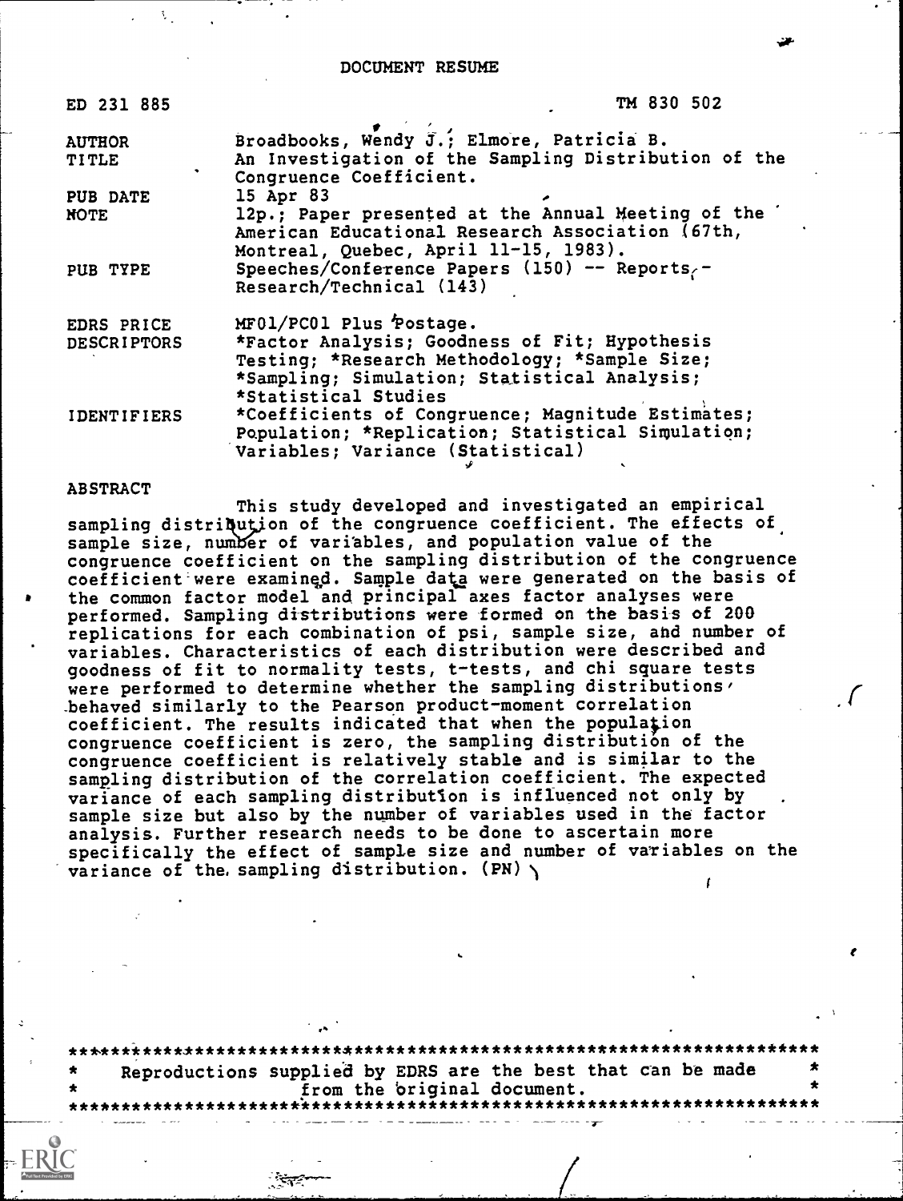# DOCUMENT RESUME

| | |
|---|---|
| ED 231 885 | TM 830 502 |
| AUTHOR | Broadbooks, Wendy J.; Elmore, Patricia B. |
| TITLE | An Investigation of the Sampling Distribution of the Congruence Coefficient. |
| PUB DATE | 15 Apr 83 |
| NOTE | 12p.; Paper presented at the Annual Meeting of the American Educational Research Association (67th, Montreal, Quebec, April 11-15, 1983). |
| PUB TYPE | Speeches/Conference Papers (150) -- Reports - Research/Technical (143) |
| EDRS PRICE | MF01/PC01 Plus Postage. |
| DESCRIPTORS | *Factor Analysis; Goodness of Fit; Hypothesis Testing; *Research Methodology; *Sample Size; *Sampling; Simulation; Statistical Analysis; *Statistical Studies |
| IDENTIFIERS | *Coefficients of Congruence; Magnitude Estimates; Population; *Replication; Statistical Simulation; Variables; Variance (Statistical) |

ABSTRACT

This study developed and investigated an empirical sampling distribution of the congruence coefficient. The effects of sample size, number of variables, and population value of the congruence coefficient on the sampling distribution of the congruence coefficient were examined. Sample data were generated on the basis of the common factor model and principal axes factor analyses were performed. Sampling distributions were formed on the basis of 200 replications for each combination of psi, sample size, and number of variables. Characteristics of each distribution were described and goodness of fit to normality tests, t-tests, and chi square tests were performed to determine whether the sampling distributions behaved similarly to the Pearson product-moment correlation coefficient. The results indicated that when the population congruence coefficient is zero, the sampling distribution of the congruence coefficient is relatively stable and is similar to the sampling distribution of the correlation coefficient. The expected variance of each sampling distribution is influenced not only by sample size but also by the number of variables used in the factor analysis. Further research needs to be done to ascertain more specifically the effect of sample size and number of variables on the variance of the sampling distribution. (PN)

***********************************************************************
* Reproductions supplied by EDRS are the best that can be made *
* from the original document. *
***********************************************************************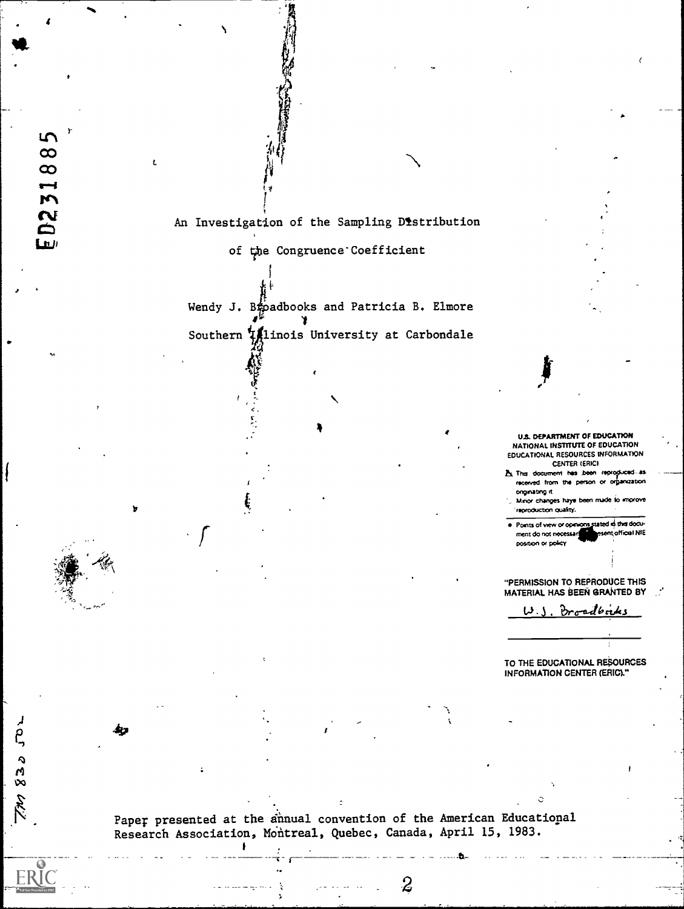An Investigation of the Sampling Distribution

of the Congruence Coefficient

Wendy J. Broadbooks and Patricia B. Elmore

Southern Illinois University at Carbondale

U.S. DEPARTMENT OF EDUCATION
NATIONAL INSTITUTE OF EDUCATION
EDUCATIONAL RESOURCES INFORMATION CENTER (ERIC)

This document has been reproduced as received from the person or organization originating it.

Minor changes have been made to improve reproduction quality.

- Points of view or opinions stated in this document do not necessarily represent official NIE position or policy.

"PERMISSION TO REPRODUCE THIS MATERIAL HAS BEEN GRANTED BY

W. J. Broadbooks

TO THE EDUCATIONAL RESOURCES INFORMATION CENTER (ERIC)."

Paper presented at the annual convention of the American Educational Research Association, Montreal, Quebec, Canada, April 15, 1983.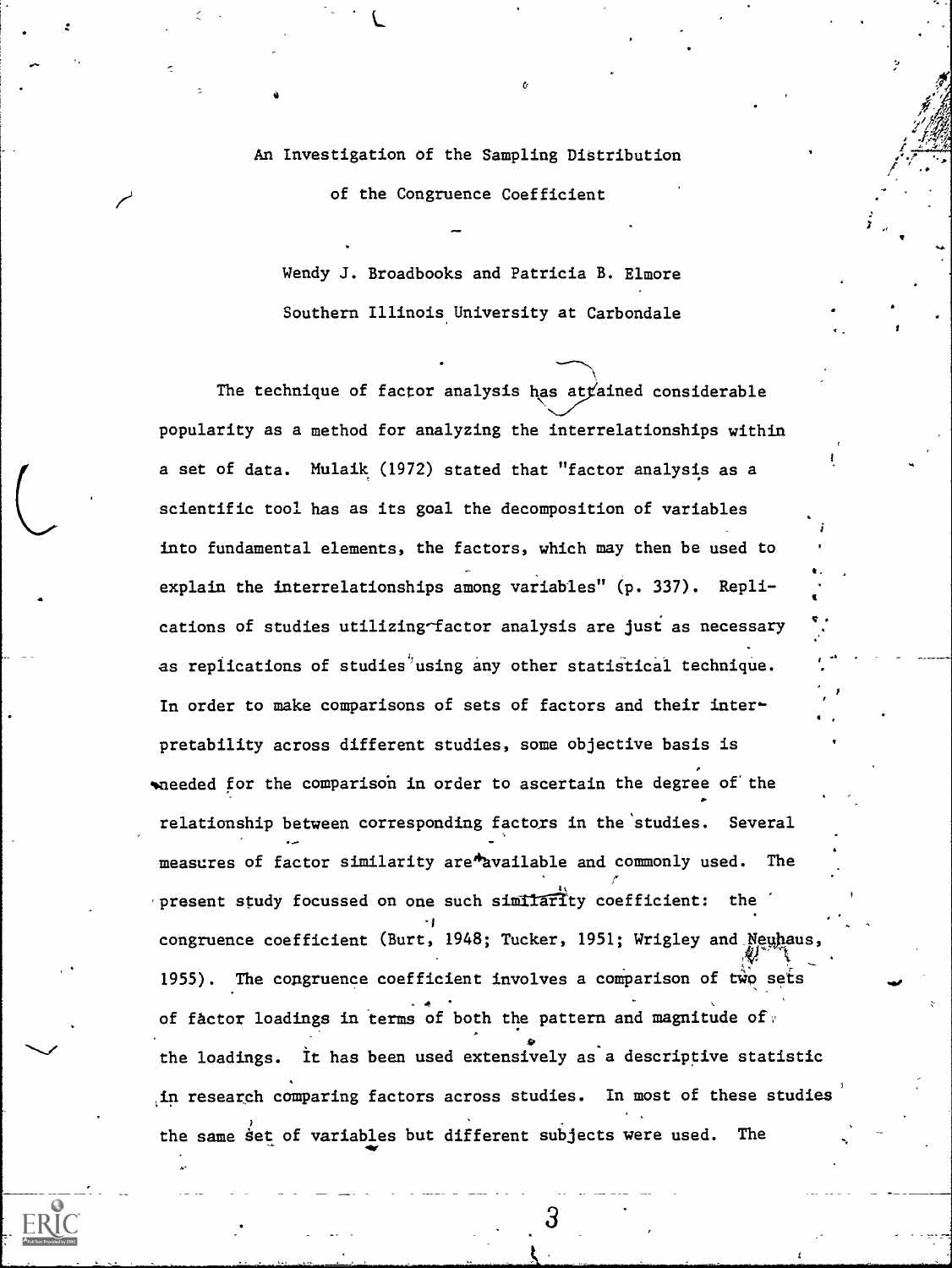# An Investigation of the Sampling Distribution of the Congruence Coefficient

Wendy J. Broadbooks and Patricia B. Elmore

Southern Illinois University at Carbondale

The technique of factor analysis has attained considerable popularity as a method for analyzing the interrelationships within a set of data. Mulaik (1972) stated that "factor analysis as a scientific tool has as its goal the decomposition of variables into fundamental elements, the factors, which may then be used to explain the interrelationships among variables" (p. 337). Replications of studies utilizing factor analysis are just as necessary as replications of studies using any other statistical technique. In order to make comparisons of sets of factors and their interpretability across different studies, some objective basis is needed for the comparison in order to ascertain the degree of the relationship between corresponding factors in the studies. Several measures of factor similarity are available and commonly used. The present study focussed on one such similarity coefficient: the congruence coefficient (Burt, 1948; Tucker, 1951; Wrigley and Neuhaus, 1955). The congruence coefficient involves a comparison of two sets of factor loadings in terms of both the pattern and magnitude of the loadings. It has been used extensively as a descriptive statistic in research comparing factors across studies. In most of these studies the same set of variables but different subjects were used. The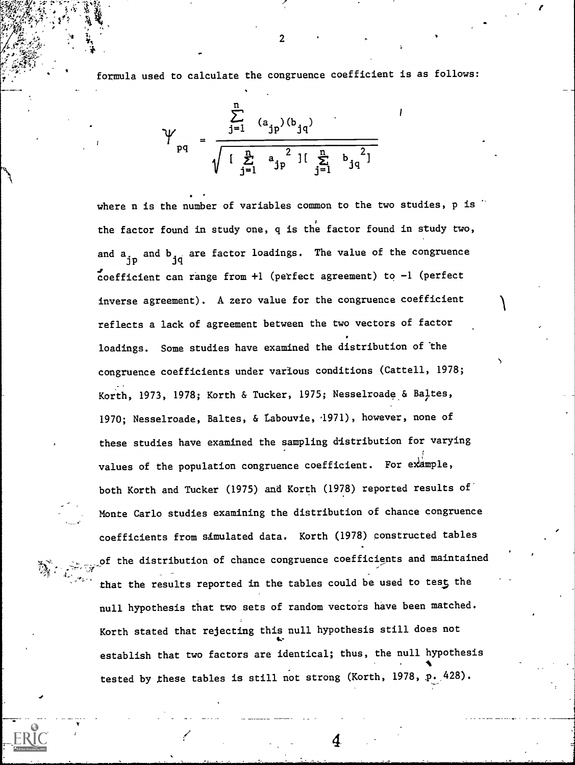formula used to calculate the congruence coefficient is as follows:

$$\Psi_{pq} = \frac{\sum_{j=1}^{n} (a_{jp})(b_{jq})}{\sqrt{[\sum_{j=1}^{n} a_{jp}^{2}][\sum_{j=1}^{n} b_{jq}^{2}]}}$$

where n is the number of variables common to the two studies, p is the factor found in study one, q is the factor found in study two, and $a_{jp}$ and $b_{jq}$ are factor loadings. The value of the congruence coefficient can range from +1 (perfect agreement) to -1 (perfect inverse agreement). A zero value for the congruence coefficient reflects a lack of agreement between the two vectors of factor loadings. Some studies have examined the distribution of the congruence coefficients under various conditions (Cattell, 1978; Korth, 1973, 1978; Korth & Tucker, 1975; Nesselroade & Baltes, 1970; Nesselroade, Baltes, & Labouvie, 1971), however, none of these studies have examined the sampling distribution for varying values of the population congruence coefficient. For example, both Korth and Tucker (1975) and Korth (1978) reported results of Monte Carlo studies examining the distribution of chance congruence coefficients from simulated data. Korth (1978) constructed tables of the distribution of chance congruence coefficients and maintained that the results reported in the tables could be used to test the null hypothesis that two sets of random vectors have been matched. Korth stated that rejecting this null hypothesis still does not establish that two factors are identical; thus, the null hypothesis tested by these tables is still not strong (Korth, 1978, p. 428).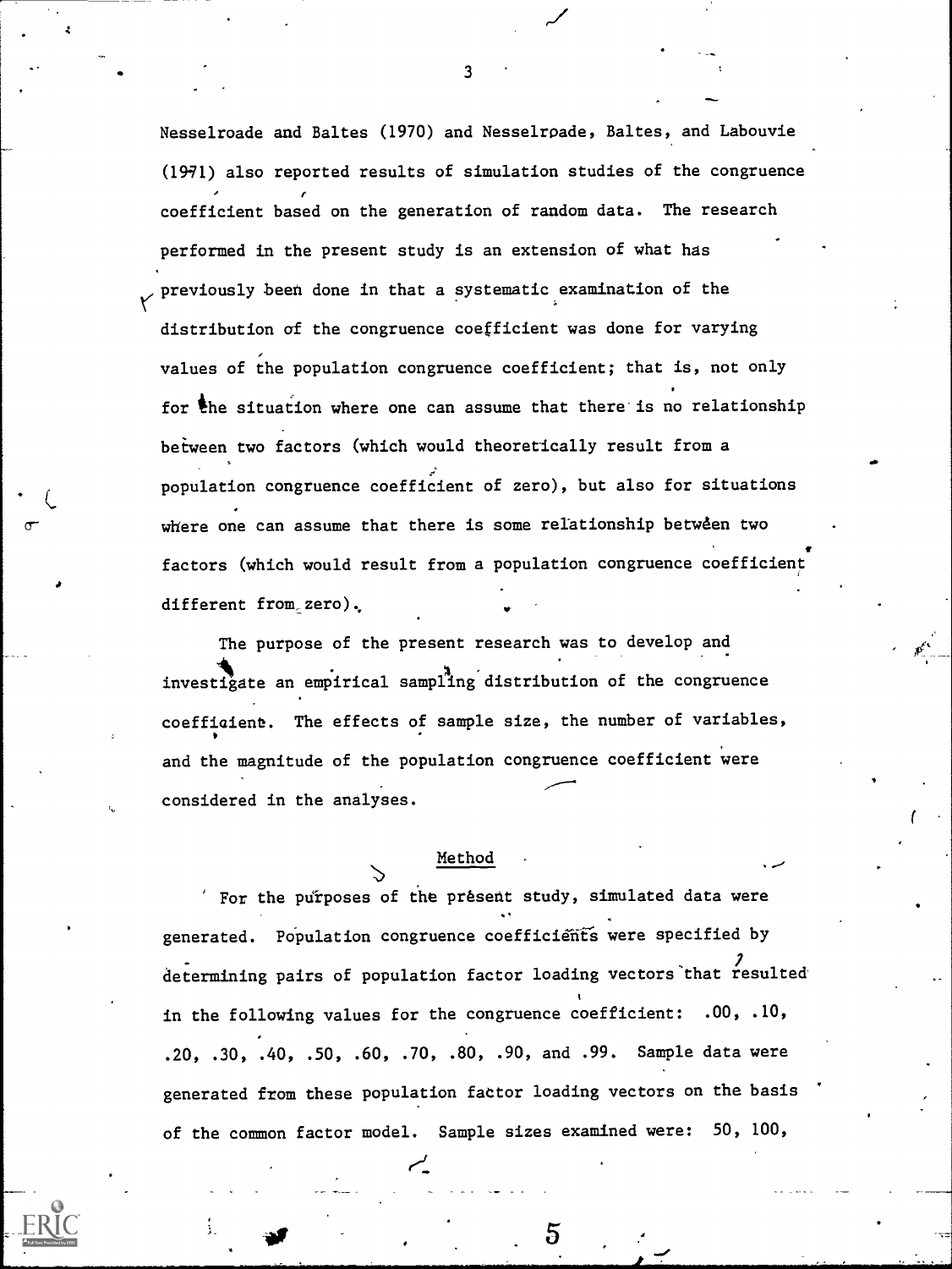Nesselroade and Baltes (1970) and Nesselroade, Baltes, and Labouvie (1971) also reported results of simulation studies of the congruence coefficient based on the generation of random data. The research performed in the present study is an extension of what has previously been done in that a systematic examination of the distribution of the congruence coefficient was done for varying values of the population congruence coefficient; that is, not only for the situation where one can assume that there is no relationship between two factors (which would theoretically result from a population congruence coefficient of zero), but also for situations where one can assume that there is some relationship between two factors (which would result from a population congruence coefficient different from zero).

The purpose of the present research was to develop and investigate an empirical sampling distribution of the congruence coefficient. The effects of sample size, the number of variables, and the magnitude of the population congruence coefficient were considered in the analyses.

## Method

For the purposes of the present study, simulated data were generated. Population congruence coefficients were specified by determining pairs of population factor loading vectors that resulted in the following values for the congruence coefficient: .00, .10, .20, .30, .40, .50, .60, .70, .80, .90, and .99. Sample data were generated from these population factor loading vectors on the basis of the common factor model. Sample sizes examined were: 50, 100,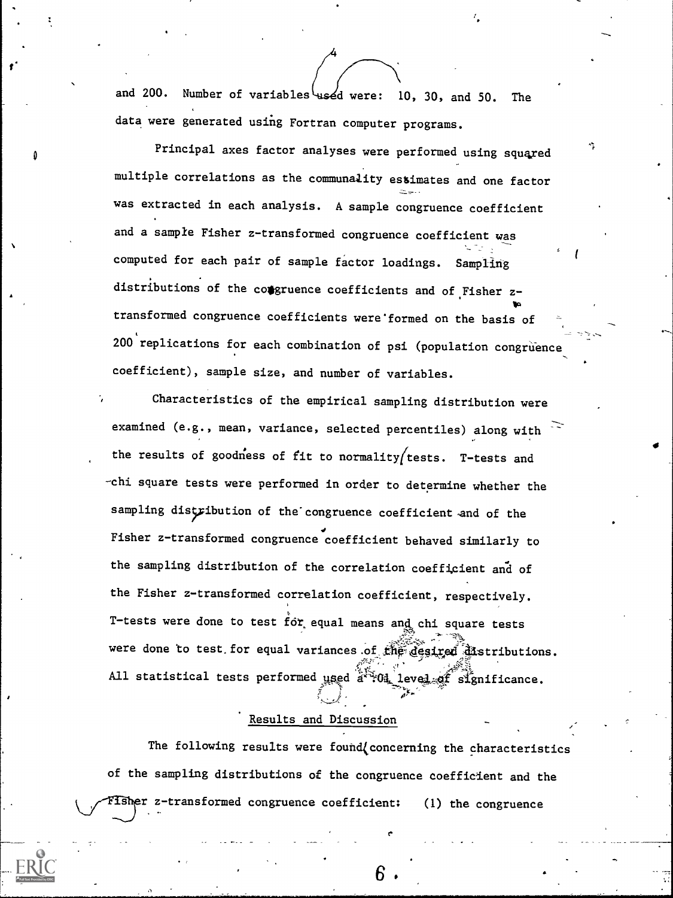and 200. Number of variables used were: 10, 30, and 50. The data were generated using Fortran computer programs.

Principal axes factor analyses were performed using squared multiple correlations as the communality estimates and one factor was extracted in each analysis. A sample congruence coefficient and a sample Fisher z-transformed congruence coefficient was computed for each pair of sample factor loadings. Sampling distributions of the congruence coefficients and of Fisher z-transformed congruence coefficients were formed on the basis of 200 replications for each combination of psi (population congruence coefficient), sample size, and number of variables.

Characteristics of the empirical sampling distribution were examined (e.g., mean, variance, selected percentiles) along with the results of goodness of fit to normality tests. T-tests and chi square tests were performed in order to determine whether the sampling distribution of the congruence coefficient and of the Fisher z-transformed congruence coefficient behaved similarly to the sampling distribution of the correlation coefficient and of the Fisher z-transformed correlation coefficient, respectively. T-tests were done to test for equal means and chi square tests were done to test for equal variances of the desired distributions. All statistical tests performed used a .01 level of significance.

## Results and Discussion

The following results were found concerning the characteristics of the sampling distributions of the congruence coefficient and the Fisher z-transformed congruence coefficient: (1) the congruence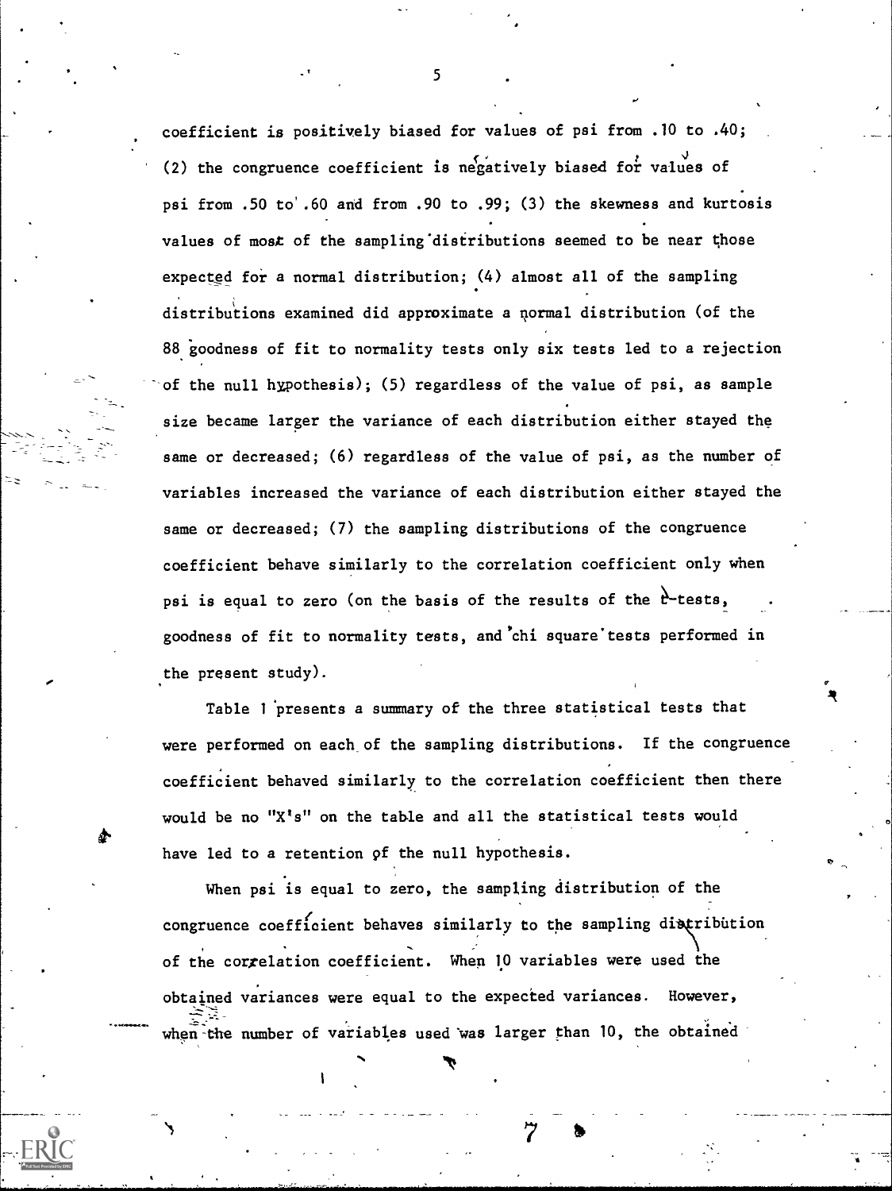coefficient is positively biased for values of psi from .10 to .40; (2) the congruence coefficient is negatively biased for values of psi from .50 to .60 and from .90 to .99; (3) the skewness and kurtosis values of most of the sampling distributions seemed to be near those expected for a normal distribution; (4) almost all of the sampling distributions examined did approximate a normal distribution (of the 88 goodness of fit to normality tests only six tests led to a rejection of the null hypothesis); (5) regardless of the value of psi, as sample size became larger the variance of each distribution either stayed the same or decreased; (6) regardless of the value of psi, as the number of variables increased the variance of each distribution either stayed the same or decreased; (7) the sampling distributions of the congruence coefficient behave similarly to the correlation coefficient only when psi is equal to zero (on the basis of the results of the t-tests, goodness of fit to normality tests, and chi square tests performed in the present study).

Table 1 presents a summary of the three statistical tests that were performed on each of the sampling distributions. If the congruence coefficient behaved similarly to the correlation coefficient then there would be no "X's" on the table and all the statistical tests would have led to a retention of the null hypothesis.

When psi is equal to zero, the sampling distribution of the congruence coefficient behaves similarly to the sampling distribution of the correlation coefficient. When 10 variables were used the obtained variances were equal to the expected variances. However, when the number of variables used was larger than 10, the obtained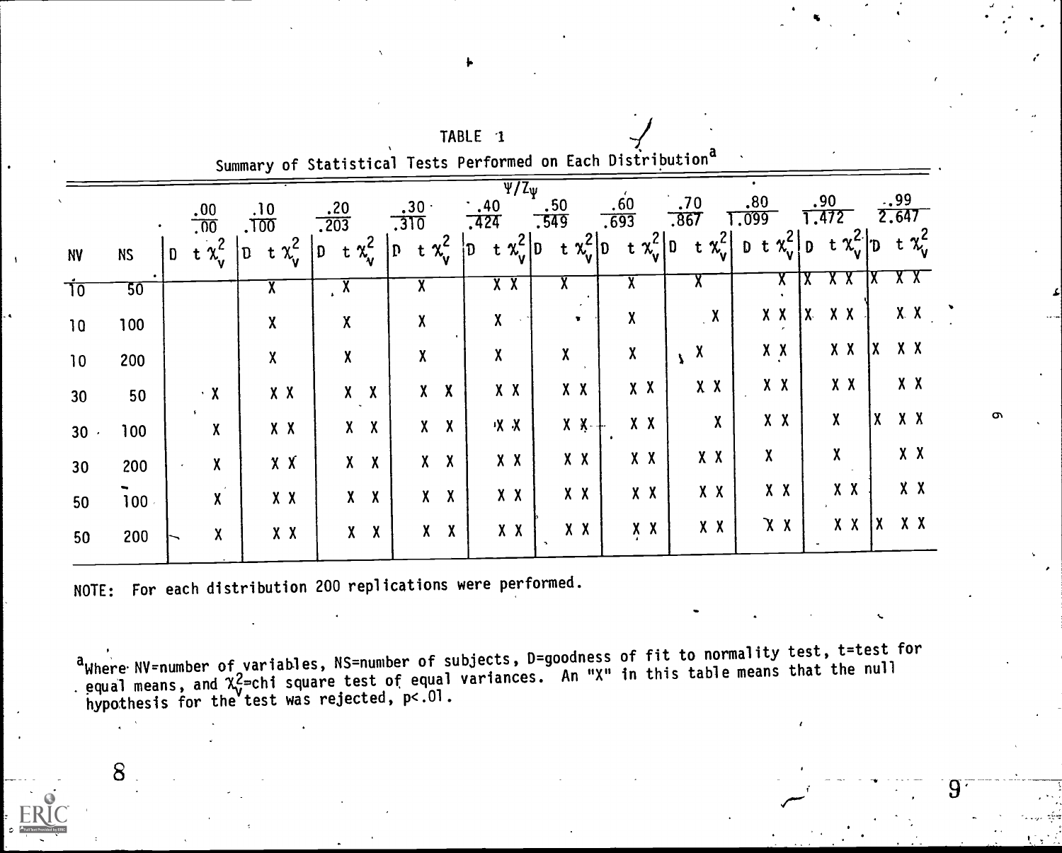TABLE 1

Summary of Statistical Tests Performed on Each Distribution[a]

| | | $\Psi/Z_\Psi$ | | | | | | | | | | | | | | | | | | | | | | | | | | | | | | | | |
|---|---|---|---|---|---|---|---|---|---|---|---|---|---|---|---|---|---|---|---|---|---|---|---|---|---|---|---|---|---|---|---|---|---|---|
| | | .00/.00 | | | .10/.100 | | | .20/.203 | | | .30/.310 | | | .40/.424 | | | .50/.549 | | | .60/.693 | | | .70/.867 | | | .80/1.099 | | | .90/1.472 | | | .99/2.647 | | |
| NV | NS | D | t | $\chi_v^2$ | D | t | $\chi_v^2$ | D | t | $\chi_v^2$ | D | t | $\chi_v^2$ | D | t | $\chi_v^2$ | D | t | $\chi_v^2$ | D | t | $\chi_v^2$ | D | t | $\chi_v^2$ | D | t | $\chi_v^2$ | D | t | $\chi_v^2$ | D | t | $\chi_v^2$ |
| 10 | 50 | | | | | X | | | X | | | X | | | X | X | | X | | | X | | | X | | | | X | X | X | X | X | X | X |
| 10 | 100 | | | | | X | | | X | | | X | | | X | | | | | | X | | | | X | | X | X | X | X | X | | X | X |
| 10 | 200 | | | | | X | | | X | | | X | | | X | | | X | | | X | | | X | | | X | X | | X | X | X | X | X |
| 30 | 50 | | | X | | X | X | | X | X | | X | X | | X | X | | X | X | | X | X | | X | X | | X | X | | X | X | | X | X |
| 30 | 100 | | | X | | X | X | | X | X | | X | X | | X | X | | X | X | | X | X | | | X | | X | X | | X | | X | X | X |
| 30 | 200 | | | X | | X | X | | X | X | | X | X | | X | X | | X | X | | X | X | | X | X | | X | | | X | | | X | X |
| 50 | 100 | | | X | | X | X | | X | X | | X | X | | X | X | | X | X | | X | X | | X | X | | X | X | | X | X | | X | X |
| 50 | 200 | | | X | | X | X | | X | X | | X | X | | X | X | | X | X | | X | X | | X | X | | X | X | | X | X | X | X | X |

NOTE: For each distribution 200 replications were performed.

[a]Where NV=number of variables, NS=number of subjects, D=goodness of fit to normality test, t=test for equal means, and $\chi_v^2$=chi square test of equal variances. An "X" in this table means that the null hypothesis for the test was rejected, $p<.01$.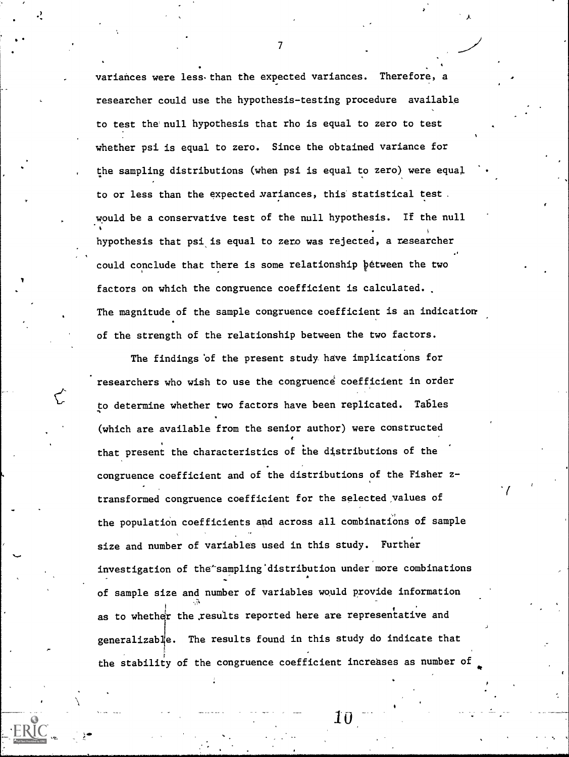variances were less than the expected variances. Therefore, a researcher could use the hypothesis-testing procedure available to test the null hypothesis that rho is equal to zero to test whether psi is equal to zero. Since the obtained variance for the sampling distributions (when psi is equal to zero) were equal to or less than the expected variances, this statistical test would be a conservative test of the null hypothesis. If the null hypothesis that psi is equal to zero was rejected, a researcher could conclude that there is some relationship between the two factors on which the congruence coefficient is calculated. The magnitude of the sample congruence coefficient is an indication of the strength of the relationship between the two factors.

The findings of the present study have implications for researchers who wish to use the congruence coefficient in order to determine whether two factors have been replicated. Tables (which are available from the senior author) were constructed that present the characteristics of the distributions of the congruence coefficient and of the distributions of the Fisher z-transformed congruence coefficient for the selected values of the population coefficients and across all combinations of sample size and number of variables used in this study. Further investigation of the sampling distribution under more combinations of sample size and number of variables would provide information as to whether the results reported here are representative and generalizable. The results found in this study do indicate that the stability of the congruence coefficient increases as number of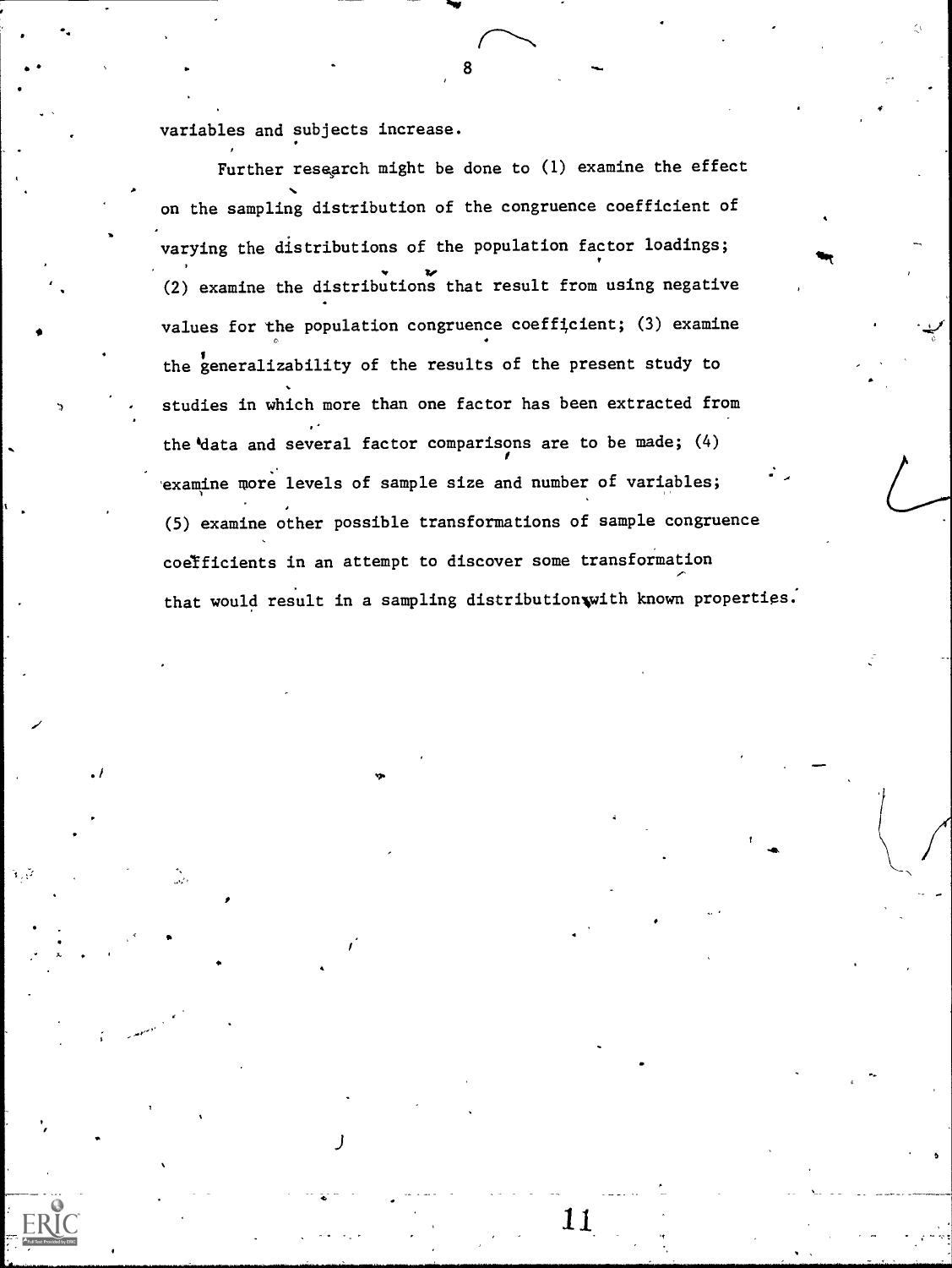variables and subjects increase.

Further research might be done to (1) examine the effect on the sampling distribution of the congruence coefficient of varying the distributions of the population factor loadings; (2) examine the distributions that result from using negative values for the population congruence coefficient; (3) examine the generalizability of the results of the present study to studies in which more than one factor has been extracted from the data and several factor comparisons are to be made; (4) examine more levels of sample size and number of variables; (5) examine other possible transformations of sample congruence coefficients in an attempt to discover some transformation that would result in a sampling distribution with known properties.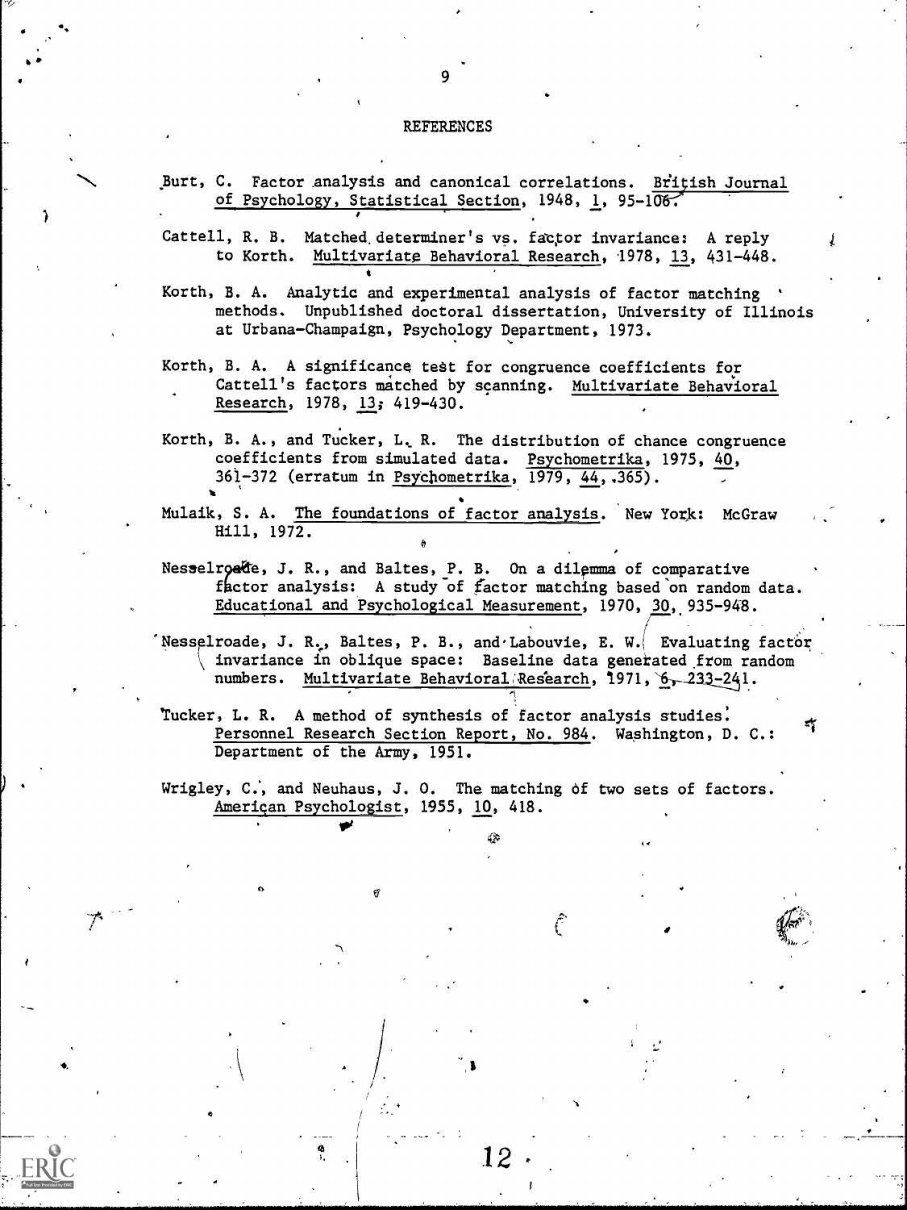# REFERENCES

Burt, C. Factor analysis and canonical correlations. British Journal of Psychology, Statistical Section, 1948, 1, 95-106.

Cattell, R. B. Matched determiner's vs. factor invariance: A reply to Korth. Multivariate Behavioral Research, 1978, 13, 431-448.

Korth, B. A. Analytic and experimental analysis of factor matching methods. Unpublished doctoral dissertation, University of Illinois at Urbana-Champaign, Psychology Department, 1973.

Korth, B. A. A significance test for congruence coefficients for Cattell's factors matched by scanning. Multivariate Behavioral Research, 1978, 13, 419-430.

Korth, B. A., and Tucker, L. R. The distribution of chance congruence coefficients from simulated data. Psychometrika, 1975, 40, 361-372 (erratum in Psychometrika, 1979, 44, 365).

Mulaik, S. A. The foundations of factor analysis. New York: McGraw Hill, 1972.

Nesselroade, J. R., and Baltes, P. B. On a dilemma of comparative factor analysis: A study of factor matching based on random data. Educational and Psychological Measurement, 1970, 30, 935-948.

Nesselroade, J. R., Baltes, P. B., and Labouvie, E. W. Evaluating factor invariance in oblique space: Baseline data generated from random numbers. Multivariate Behavioral Research, 1971, 6, 233-241.

Tucker, L. R. A method of synthesis of factor analysis studies. Personnel Research Section Report, No. 984. Washington, D. C.: Department of the Army, 1951.

Wrigley, C., and Neuhaus, J. O. The matching of two sets of factors. American Psychologist, 1955, 10, 418.